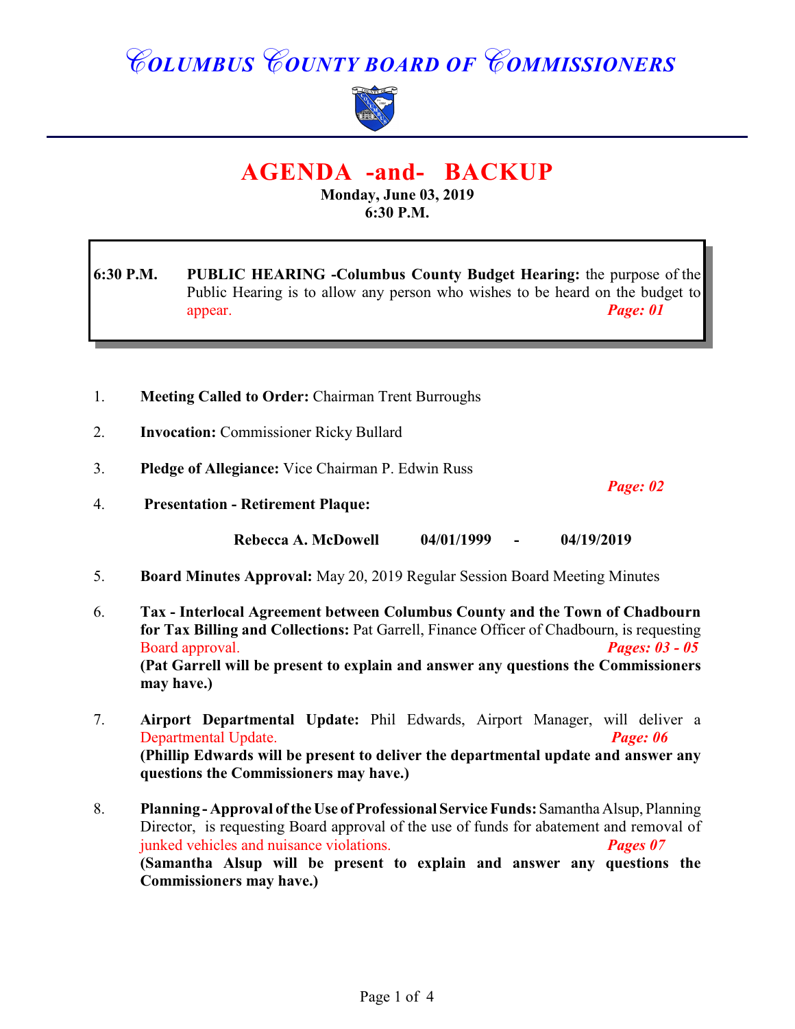# COLUMBUS COUNTY BOARD OF COMMISSIONERS

## AGENDA -and- BACKUP

**Monday, June 03, 2019**
**6:30 P.M.**

**6:30 P.M.** **PUBLIC HEARING -Columbus County Budget Hearing:** the purpose of the Public Hearing is to allow any person who wishes to be heard on the budget to appear. ***Page: 01***

1. **Meeting Called to Order:** Chairman Trent Burroughs

2. **Invocation:** Commissioner Ricky Bullard

3. **Pledge of Allegiance:** Vice Chairman P. Edwin Russ

4. **Presentation - Retirement Plaque:** ***Page: 02***

   **Rebecca A. McDowell 04/01/1999 - 04/19/2019**

5. **Board Minutes Approval:** May 20, 2019 Regular Session Board Meeting Minutes

6. **Tax - Interlocal Agreement between Columbus County and the Town of Chadbourn for Tax Billing and Collections:** Pat Garrell, Finance Officer of Chadbourn, is requesting Board approval. ***Pages: 03 - 05***
   **(Pat Garrell will be present to explain and answer any questions the Commissioners may have.)**

7. **Airport Departmental Update:** Phil Edwards, Airport Manager, will deliver a Departmental Update. ***Page: 06***
   **(Phillip Edwards will be present to deliver the departmental update and answer any questions the Commissioners may have.)**

8. **Planning - Approval of the Use of Professional Service Funds:** Samantha Alsup, Planning Director, is requesting Board approval of the use of funds for abatement and removal of junked vehicles and nuisance violations. ***Pages 07***
   **(Samantha Alsup will be present to explain and answer any questions the Commissioners may have.)**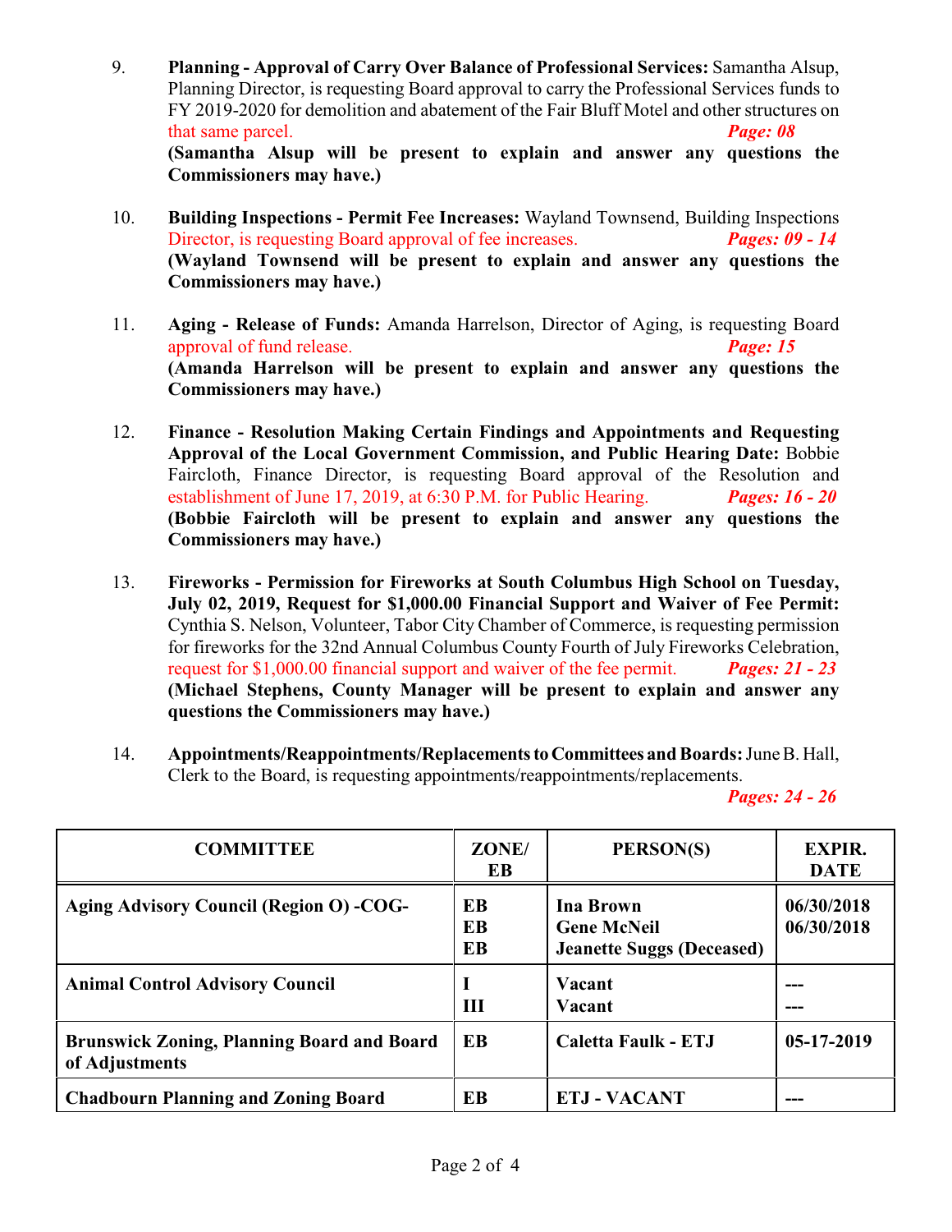9. **Planning - Approval of Carry Over Balance of Professional Services:** Samantha Alsup, Planning Director, is requesting Board approval to carry the Professional Services funds to FY 2019-2020 for demolition and abatement of the Fair Bluff Motel and other structures on that same parcel. ***Page: 08***
**(Samantha Alsup will be present to explain and answer any questions the Commissioners may have.)**

10. **Building Inspections - Permit Fee Increases:** Wayland Townsend, Building Inspections Director, is requesting Board approval of fee increases. ***Pages: 09 - 14***
**(Wayland Townsend will be present to explain and answer any questions the Commissioners may have.)**

11. **Aging - Release of Funds:** Amanda Harrelson, Director of Aging, is requesting Board approval of fund release. ***Page: 15***
**(Amanda Harrelson will be present to explain and answer any questions the Commissioners may have.)**

12. **Finance - Resolution Making Certain Findings and Appointments and Requesting Approval of the Local Government Commission, and Public Hearing Date:** Bobbie Faircloth, Finance Director, is requesting Board approval of the Resolution and establishment of June 17, 2019, at 6:30 P.M. for Public Hearing. ***Pages: 16 - 20***
**(Bobbie Faircloth will be present to explain and answer any questions the Commissioners may have.)**

13. **Fireworks - Permission for Fireworks at South Columbus High School on Tuesday, July 02, 2019, Request for $1,000.00 Financial Support and Waiver of Fee Permit:** Cynthia S. Nelson, Volunteer, Tabor City Chamber of Commerce, is requesting permission for fireworks for the 32nd Annual Columbus County Fourth of July Fireworks Celebration, request for $1,000.00 financial support and waiver of the fee permit. ***Pages: 21 - 23***
**(Michael Stephens, County Manager will be present to explain and answer any questions the Commissioners may have.)**

14. **Appointments/Reappointments/Replacements to Committees and Boards:** June B. Hall, Clerk to the Board, is requesting appointments/reappointments/replacements. ***Pages: 24 - 26***

| COMMITTEE | ZONE/ EB | PERSON(S) | EXPIR. DATE |
|---|---|---|---|
| **Aging Advisory Council (Region O) -COG-** | **EB**<br>**EB**<br>**EB** | **Ina Brown**<br>**Gene McNeil**<br>**Jeanette Suggs (Deceased)** | **06/30/2018**<br>**06/30/2018** |
| **Animal Control Advisory Council** | **I**<br>**III** | **Vacant**<br>**Vacant** | **---**<br>**---** |
| **Brunswick Zoning, Planning Board and Board of Adjustments** | **EB** | **Caletta Faulk - ETJ** | **05-17-2019** |
| **Chadbourn Planning and Zoning Board** | **EB** | **ETJ - VACANT** | **---** |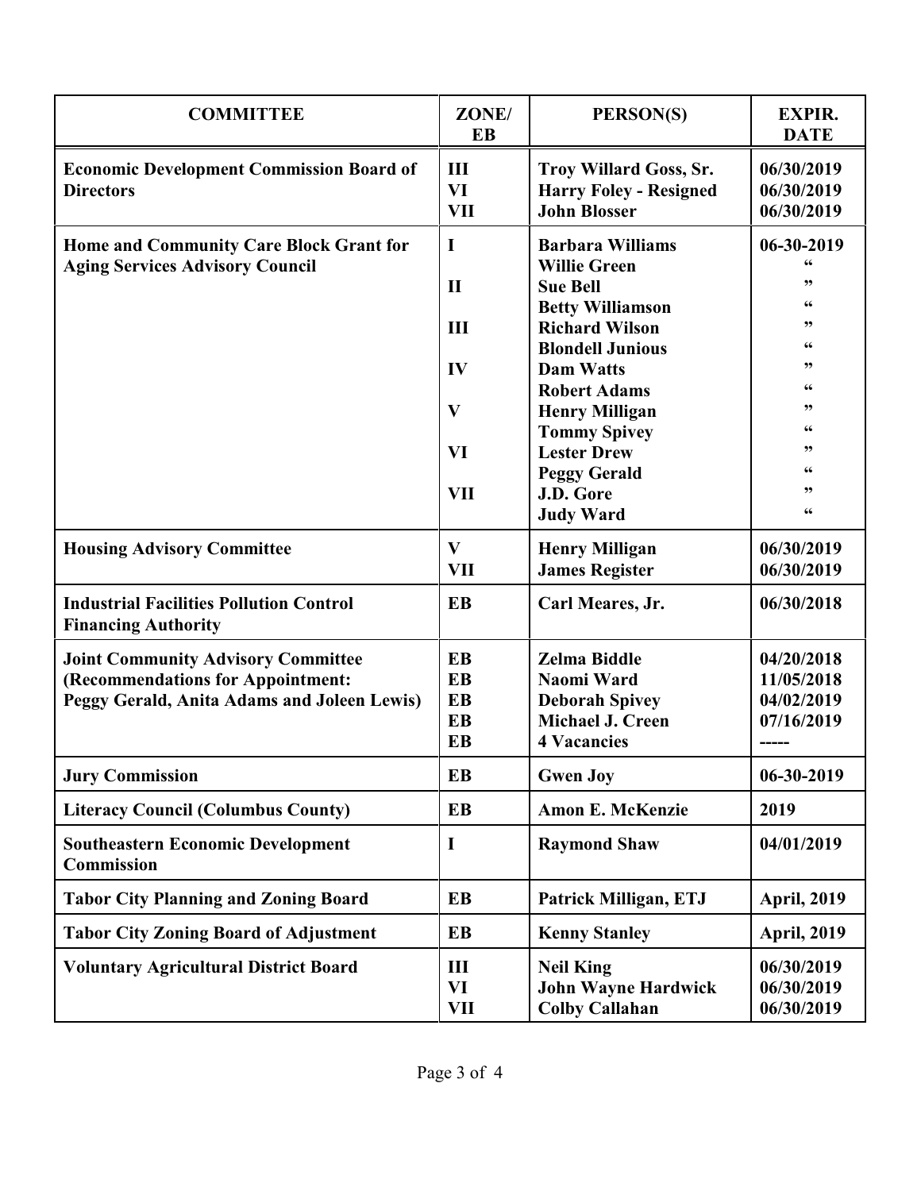| COMMITTEE | ZONE/ EB | PERSON(S) | EXPIR. DATE |
|---|---|---|---|
| **Economic Development Commission Board of Directors** | III | Troy Willard Goss, Sr. | 06/30/2019 |
| | VI | Harry Foley - Resigned | 06/30/2019 |
| | VII | John Blosser | 06/30/2019 |
| **Home and Community Care Block Grant for Aging Services Advisory Council** | I | Barbara Williams | 06-30-2019 |
| | | Willie Green | " |
| | II | Sue Bell | " |
| | | Betty Williamson | " |
| | III | Richard Wilson | " |
| | | Blondell Junious | " |
| | IV | Dam Watts | " |
| | | Robert Adams | " |
| | V | Henry Milligan | " |
| | | Tommy Spivey | " |
| | VI | Lester Drew | " |
| | | Peggy Gerald | " |
| | VII | J.D. Gore | " |
| | | Judy Ward | " |
| **Housing Advisory Committee** | V | Henry Milligan | 06/30/2019 |
| | VII | James Register | 06/30/2019 |
| **Industrial Facilities Pollution Control Financing Authority** | EB | Carl Meares, Jr. | 06/30/2018 |
| **Joint Community Advisory Committee (Recommendations for Appointment: Peggy Gerald, Anita Adams and Joleen Lewis)** | EB | Zelma Biddle | 04/20/2018 |
| | EB | Naomi Ward | 11/05/2018 |
| | EB | Deborah Spivey | 04/02/2019 |
| | EB | Michael J. Creen | 07/16/2019 |
| | EB | 4 Vacancies | ----- |
| **Jury Commission** | EB | Gwen Joy | 06-30-2019 |
| **Literacy Council (Columbus County)** | EB | Amon E. McKenzie | 2019 |
| **Southeastern Economic Development Commission** | I | Raymond Shaw | 04/01/2019 |
| **Tabor City Planning and Zoning Board** | EB | Patrick Milligan, ETJ | April, 2019 |
| **Tabor City Zoning Board of Adjustment** | EB | Kenny Stanley | April, 2019 |
| **Voluntary Agricultural District Board** | III | Neil King | 06/30/2019 |
| | VI | John Wayne Hardwick | 06/30/2019 |
| | VII | Colby Callahan | 06/30/2019 |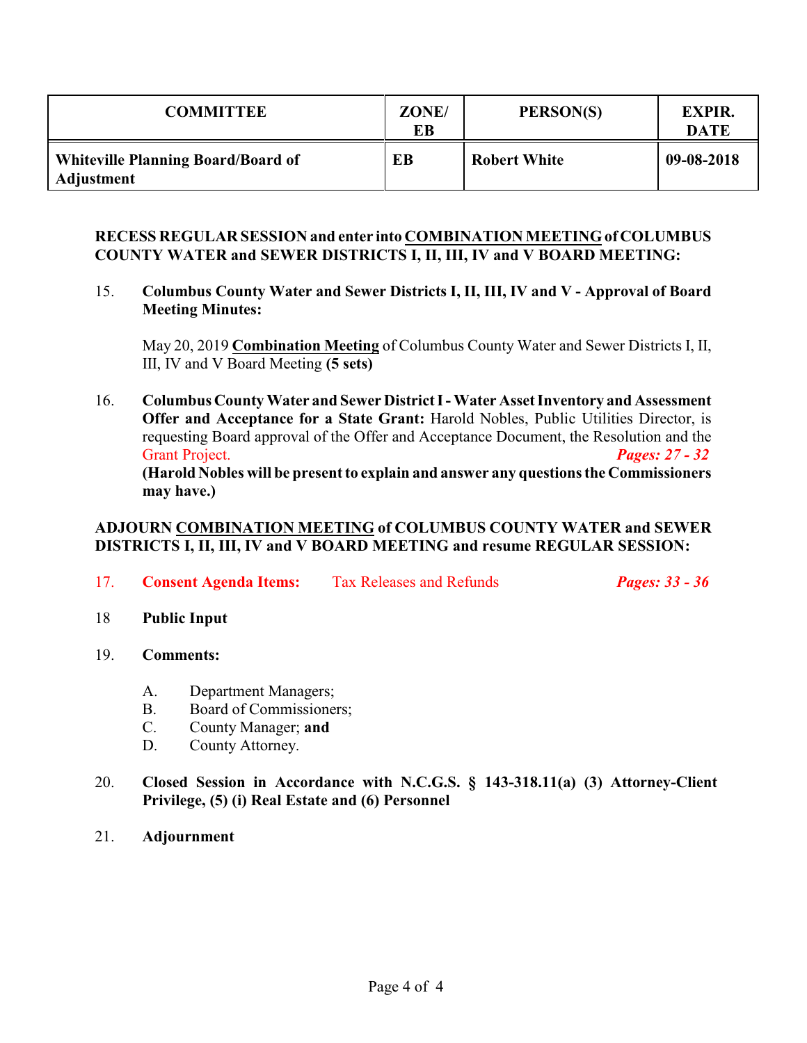| COMMITTEE | ZONE/ EB | PERSON(S) | EXPIR. DATE |
|---|---|---|---|
| **Whiteville Planning Board/Board of Adjustment** | **EB** | **Robert White** | **09-08-2018** |

**RECESS REGULAR SESSION and enter into COMBINATION MEETING of COLUMBUS COUNTY WATER and SEWER DISTRICTS I, II, III, IV and V BOARD MEETING:**

15. **Columbus County Water and Sewer Districts I, II, III, IV and V - Approval of Board Meeting Minutes:**

    May 20, 2019 **Combination Meeting** of Columbus County Water and Sewer Districts I, II, III, IV and V Board Meeting **(5 sets)**

16. **Columbus County Water and Sewer District I - Water Asset Inventory and Assessment Offer and Acceptance for a State Grant:** Harold Nobles, Public Utilities Director, is requesting Board approval of the Offer and Acceptance Document, the Resolution and the Grant Project. ***Pages: 27 - 32***
    **(Harold Nobles will be present to explain and answer any questions the Commissioners may have.)**

**ADJOURN COMBINATION MEETING of COLUMBUS COUNTY WATER and SEWER DISTRICTS I, II, III, IV and V BOARD MEETING and resume REGULAR SESSION:**

17. **Consent Agenda Items:** Tax Releases and Refunds ***Pages: 33 - 36***

18 **Public Input**

19. **Comments:**

    A. Department Managers;
    B. Board of Commissioners;
    C. County Manager; **and**
    D. County Attorney.

20. **Closed Session in Accordance with N.C.G.S. § 143-318.11(a) (3) Attorney-Client Privilege, (5) (i) Real Estate and (6) Personnel**

21. **Adjournment**